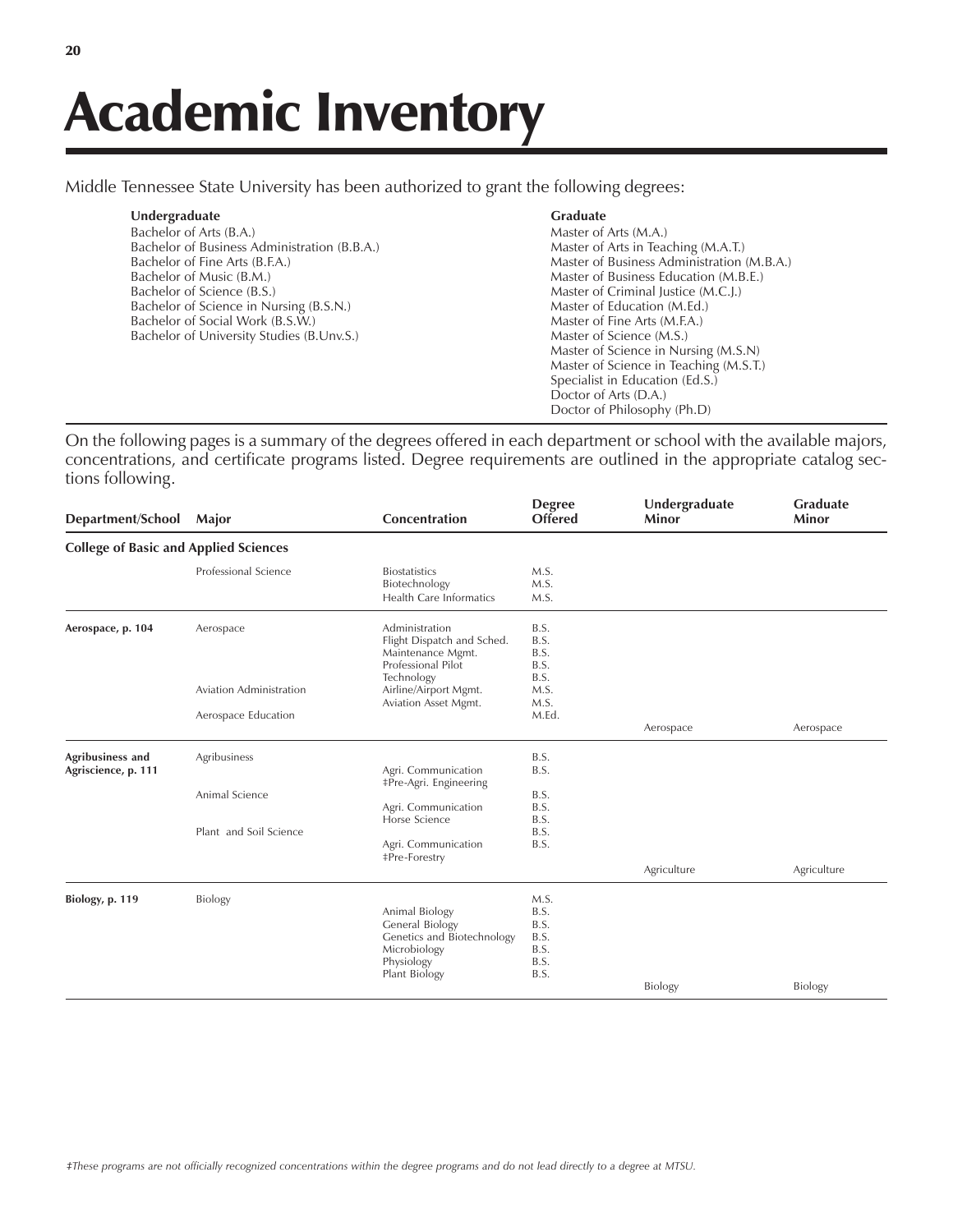# Academic Inventory

Middle Tennessee State University has been authorized to grant the following degrees:

**Undergraduate**

Bachelor of Arts (B.A.)
Bachelor of Business Administration (B.B.A.)
Bachelor of Fine Arts (B.F.A.)
Bachelor of Music (B.M.)
Bachelor of Science (B.S.)
Bachelor of Science in Nursing (B.S.N.)
Bachelor of Social Work (B.S.W.)
Bachelor of University Studies (B.Unv.S.)

**Graduate**

Master of Arts (M.A.)
Master of Arts in Teaching (M.A.T.)
Master of Business Administration (M.B.A.)
Master of Business Education (M.B.E.)
Master of Criminal Justice (M.C.J.)
Master of Education (M.Ed.)
Master of Fine Arts (M.F.A.)
Master of Science (M.S.)
Master of Science in Nursing (M.S.N)
Master of Science in Teaching (M.S.T.)
Specialist in Education (Ed.S.)
Doctor of Arts (D.A.)
Doctor of Philosophy (Ph.D)

On the following pages is a summary of the degrees offered in each department or school with the available majors, concentrations, and certificate programs listed. Degree requirements are outlined in the appropriate catalog sections following.

| Department/School | Major | Concentration | Degree Offered | Undergraduate Minor | Graduate Minor |
|---|---|---|---|---|---|
| **College of Basic and Applied Sciences** | | | | | |
| | Professional Science | Biostatistics | M.S. | | |
| | | Biotechnology | M.S. | | |
| | | Health Care Informatics | M.S. | | |
| **Aerospace, p. 104** | Aerospace | Administration | B.S. | | |
| | | Flight Dispatch and Sched. | B.S. | | |
| | | Maintenance Mgmt. | B.S. | | |
| | | Professional Pilot | B.S. | | |
| | | Technology | B.S. | | |
| | Aviation Administration | Airline/Airport Mgmt. | M.S. | | |
| | | Aviation Asset Mgmt. | M.S. | | |
| | Aerospace Education | | M.Ed. | | |
| | | | | Aerospace | Aerospace |
| **Agribusiness and Agriscience, p. 111** | Agribusiness | | B.S. | | |
| | | Agri. Communication | B.S. | | |
| | | ‡Pre-Agri. Engineering | | | |
| | Animal Science | | B.S. | | |
| | | Agri. Communication | B.S. | | |
| | | Horse Science | B.S. | | |
| | Plant and Soil Science | | B.S. | | |
| | | Agri. Communication | B.S. | | |
| | | ‡Pre-Forestry | | | |
| | | | | Agriculture | Agriculture |
| **Biology, p. 119** | Biology | | M.S. | | |
| | | Animal Biology | B.S. | | |
| | | General Biology | B.S. | | |
| | | Genetics and Biotechnology | B.S. | | |
| | | Microbiology | B.S. | | |
| | | Physiology | B.S. | | |
| | | Plant Biology | B.S. | | |
| | | | | Biology | Biology |

*‡These programs are not officially recognized concentrations within the degree programs and do not lead directly to a degree at MTSU.*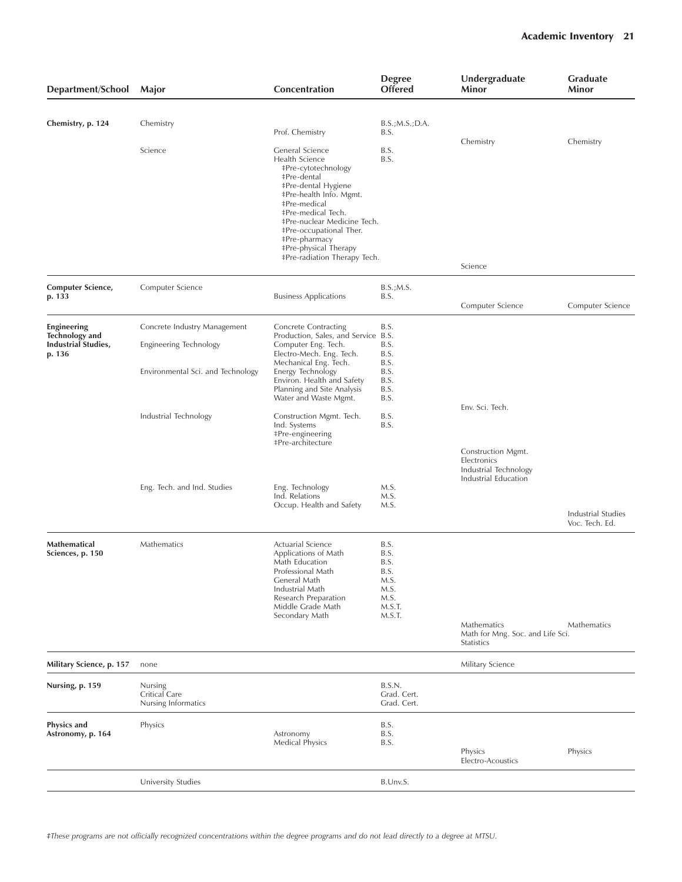| Department/School | Major | Concentration | Degree Offered | Undergraduate Minor | Graduate Minor |
|---|---|---|---|---|---|
| Chemistry, p. 124 | Chemistry | | B.S.;M.S.;D.A. | | |
| | | Prof. Chemistry | B.S. | | |
| | | | | Chemistry | Chemistry |
| | Science | General Science | B.S. | | |
| | | Health Science | B.S. | | |
| | | ‡Pre-cytotechnology | | | |
| | | ‡Pre-dental | | | |
| | | ‡Pre-dental Hygiene | | | |
| | | ‡Pre-health Info. Mgmt. | | | |
| | | ‡Pre-medical | | | |
| | | ‡Pre-medical Tech. | | | |
| | | ‡Pre-nuclear Medicine Tech. | | | |
| | | ‡Pre-occupational Ther. | | | |
| | | ‡Pre-pharmacy | | | |
| | | ‡Pre-physical Therapy | | | |
| | | ‡Pre-radiation Therapy Tech. | | | |
| | | | | Science | |
| Computer Science, p. 133 | Computer Science | | B.S.;M.S. | | |
| | | Business Applications | B.S. | | |
| | | | | Computer Science | Computer Science |
| Engineering Technology and Industrial Studies, p. 136 | Concrete Industry Management | Concrete Contracting | B.S. | | |
| | | Production, Sales, and Service | B.S. | | |
| | Engineering Technology | Computer Eng. Tech. | B.S. | | |
| | | Electro-Mech. Eng. Tech. | B.S. | | |
| | | Mechanical Eng. Tech. | B.S. | | |
| | Environmental Sci. and Technology | Energy Technology | B.S. | | |
| | | Environ. Health and Safety | B.S. | | |
| | | Planning and Site Analysis | B.S. | | |
| | | Water and Waste Mgmt. | B.S. | | |
| | | | | Env. Sci. Tech. | |
| | Industrial Technology | Construction Mgmt. Tech. | B.S. | | |
| | | Ind. Systems | B.S. | | |
| | | ‡Pre-engineering | | | |
| | | ‡Pre-architecture | | | |
| | | | | Construction Mgmt. | |
| | | | | Electronics | |
| | | | | Industrial Technology | |
| | | | | Industrial Education | |
| | Eng. Tech. and Ind. Studies | Eng. Technology | M.S. | | |
| | | Ind. Relations | M.S. | | |
| | | Occup. Health and Safety | M.S. | | |
| | | | | | Industrial Studies |
| | | | | | Voc. Tech. Ed. |
| Mathematical Sciences, p. 150 | Mathematics | Actuarial Science | B.S. | | |
| | | Applications of Math | B.S. | | |
| | | Math Education | B.S. | | |
| | | Professional Math | B.S. | | |
| | | General Math | M.S. | | |
| | | Industrial Math | M.S. | | |
| | | Research Preparation | M.S. | | |
| | | Middle Grade Math | M.S.T. | | |
| | | Secondary Math | M.S.T. | | |
| | | | | Mathematics | Mathematics |
| | | | | Math for Mng. Soc. and Life Sci. | |
| | | | | Statistics | |
| Military Science, p. 157 | none | | | Military Science | |
| Nursing, p. 159 | Nursing | | B.S.N. | | |
| | Critical Care | | Grad. Cert. | | |
| | Nursing Informatics | | Grad. Cert. | | |
| Physics and Astronomy, p. 164 | Physics | | B.S. | | |
| | | Astronomy | B.S. | | |
| | | Medical Physics | B.S. | | |
| | | | | Physics | Physics |
| | | | | Electro-Acoustics | |
| | University Studies | | B.Unv.S. | | |

*‡These programs are not officially recognized concentrations within the degree programs and do not lead directly to a degree at MTSU.*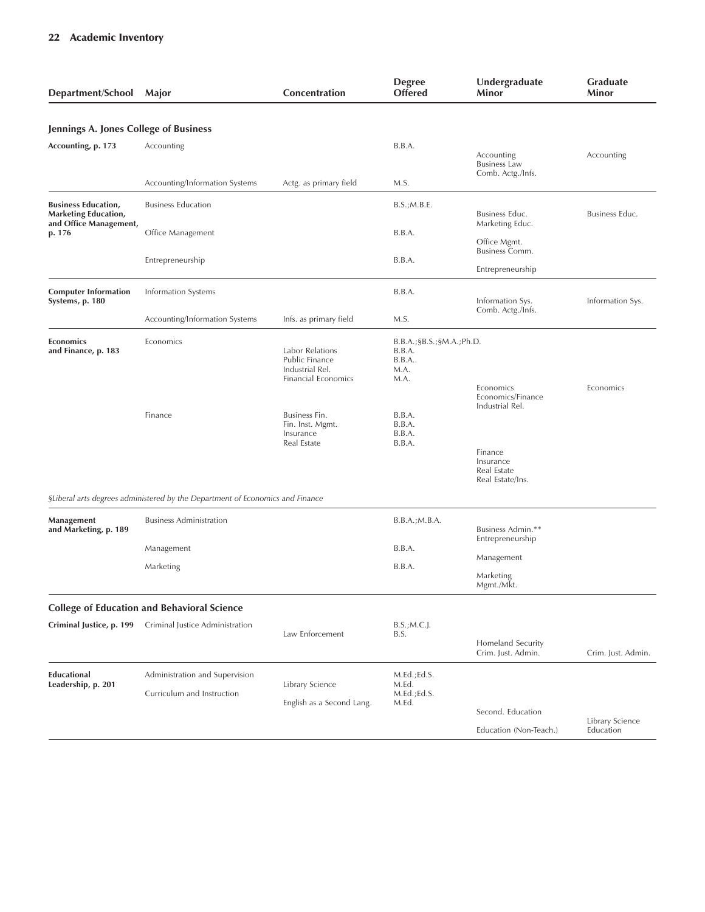| Department/School | Major | Concentration | Degree Offered | Undergraduate Minor | Graduate Minor |
|---|---|---|---|---|---|
| **Jennings A. Jones College of Business** | | | | | |
| **Accounting, p. 173** | Accounting | | B.B.A. | Accounting | Accounting |
| | | | | Business Law | |
| | | | | Comb. Actg./Infs. | |
| | Accounting/Information Systems | Actg. as primary field | M.S. | | |
| **Business Education, Marketing Education, and Office Management, p. 176** | Business Education | | B.S.;M.B.E. | Business Educ. | Business Educ. |
| | | | | Marketing Educ. | |
| | Office Management | | B.B.A. | Office Mgmt. | |
| | | | | Business Comm. | |
| | Entrepreneurship | | B.B.A. | Entrepreneurship | |
| **Computer Information Systems, p. 180** | Information Systems | | B.B.A. | Information Sys. | Information Sys. |
| | | | | Comb. Actg./Infs. | |
| | Accounting/Information Systems | Infs. as primary field | M.S. | | |
| **Economics and Finance, p. 183** | Economics | | B.B.A.;§B.S.;§M.A.;Ph.D. | | |
| | | Labor Relations | B.B.A. | | |
| | | Public Finance | B.B.A.. | | |
| | | Industrial Rel. | M.A. | | |
| | | Financial Economics | M.A. | | |
| | | | | Economics | Economics |
| | | | | Economics/Finance | |
| | | | | Industrial Rel. | |
| | Finance | Business Fin. | B.B.A. | | |
| | | Fin. Inst. Mgmt. | B.B.A. | | |
| | | Insurance | B.B.A. | | |
| | | Real Estate | B.B.A. | | |
| | | | | Finance | |
| | | | | Insurance | |
| | | | | Real Estate | |
| | | | | Real Estate/Ins. | |
| **Management and Marketing, p. 189** | Business Administration | | B.B.A.;M.B.A. | Business Admin.** | |
| | | | | Entrepreneurship | |
| | Management | | B.B.A. | Management | |
| | Marketing | | B.B.A. | Marketing | |
| | | | | Mgmt./Mkt. | |
| **College of Education and Behavioral Science** | | | | | |
| **Criminal Justice, p. 199** | Criminal Justice Administration | | B.S.;M.C.J. | | |
| | | Law Enforcement | B.S. | | |
| | | | | Homeland Security | |
| | | | | Crim. Just. Admin. | Crim. Just. Admin. |
| **Educational Leadership, p. 201** | Administration and Supervision | | M.Ed.;Ed.S. | | |
| | | Library Science | M.Ed. | | |
| | Curriculum and Instruction | | M.Ed.;Ed.S. | | |
| | | English as a Second Lang. | M.Ed. | | |
| | | | | Second. Education | Library Science |
| | | | | Education (Non-Teach.) | Education |

*§Liberal arts degrees administered by the Department of Economics and Finance*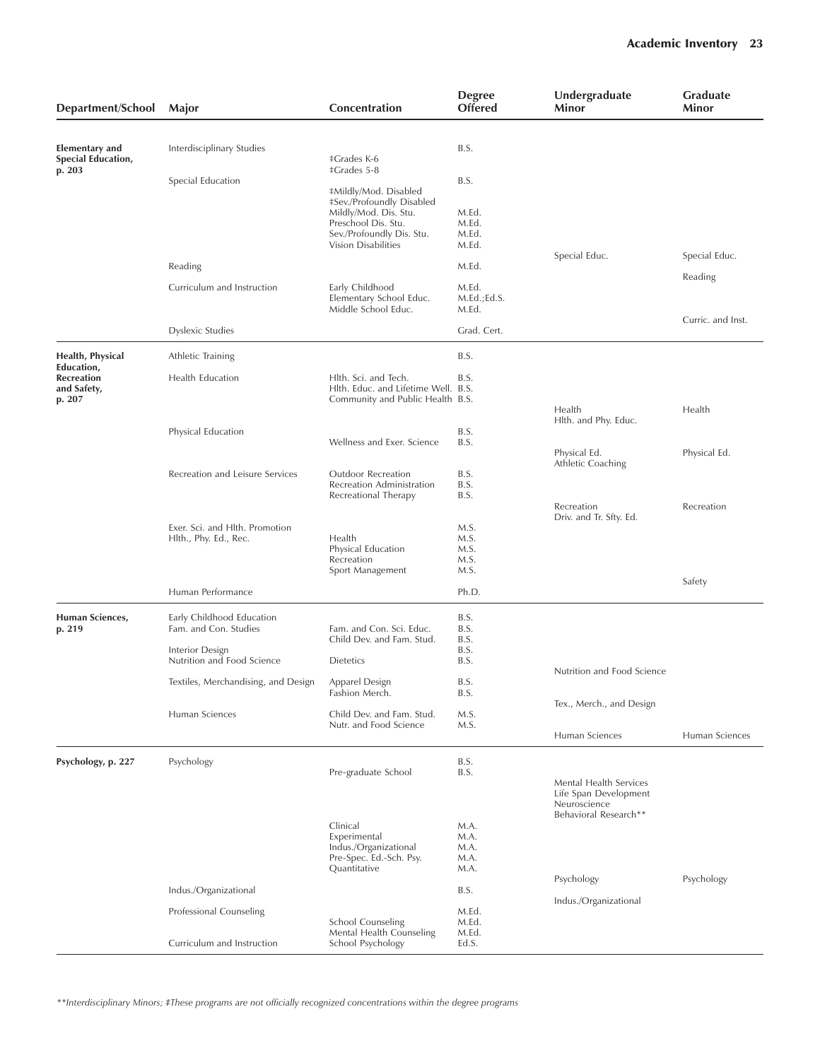| Department/School | Major | Concentration | Degree Offered | Undergraduate Minor | Graduate Minor |
|---|---|---|---|---|---|
| **Elementary and Special Education, p. 203** | Interdisciplinary Studies | | B.S. | | |
| | | ‡Grades K-6 | | | |
| | | ‡Grades 5-8 | | | |
| | Special Education | | B.S. | | |
| | | ‡Mildly/Mod. Disabled | | | |
| | | ‡Sev./Profoundly Disabled | | | |
| | | Mildly/Mod. Dis. Stu. | M.Ed. | | |
| | | Preschool Dis. Stu. | M.Ed. | | |
| | | Sev./Profoundly Dis. Stu. | M.Ed. | | |
| | | Vision Disabilities | M.Ed. | Special Educ. | Special Educ. |
| | Reading | | M.Ed. | | Reading |
| | Curriculum and Instruction | Early Childhood | M.Ed. | | |
| | | Elementary School Educ. | M.Ed.;Ed.S. | | |
| | | Middle School Educ. | M.Ed. | | Curric. and Inst. |
| | Dyslexic Studies | | Grad. Cert. | | |
| **Health, Physical Education, Recreation and Safety, p. 207** | Athletic Training | | B.S. | | |
| | Health Education | Hlth. Sci. and Tech. | B.S. | | |
| | | Hlth. Educ. and Lifetime Well. | B.S. | | |
| | | Community and Public Health | B.S. | Health | Health |
| | | | | Hlth. and Phy. Educ. | |
| | Physical Education | | B.S. | | |
| | | Wellness and Exer. Science | B.S. | Physical Ed. | Physical Ed. |
| | | | | Athletic Coaching | |
| | Recreation and Leisure Services | Outdoor Recreation | B.S. | | |
| | | Recreation Administration | B.S. | | |
| | | Recreational Therapy | B.S. | Recreation | Recreation |
| | | | | Driv. and Tr. Sfty. Ed. | |
| | Exer. Sci. and Hlth. Promotion | | M.S. | | |
| | Hlth., Phy. Ed., Rec. | Health | M.S. | | |
| | | Physical Education | M.S. | | |
| | | Recreation | M.S. | | |
| | | Sport Management | M.S. | | Safety |
| | Human Performance | | Ph.D. | | |
| **Human Sciences, p. 219** | Early Childhood Education | | B.S. | | |
| | Fam. and Con. Studies | Fam. and Con. Sci. Educ. | B.S. | | |
| | | Child Dev. and Fam. Stud. | B.S. | | |
| | Interior Design | | B.S. | | |
| | Nutrition and Food Science | Dietetics | B.S. | Nutrition and Food Science | |
| | Textiles, Merchandising, and Design | Apparel Design | B.S. | | |
| | | Fashion Merch. | B.S. | Tex., Merch., and Design | |
| | Human Sciences | Child Dev. and Fam. Stud. | M.S. | | |
| | | Nutr. and Food Science | M.S. | Human Sciences | Human Sciences |
| **Psychology, p. 227** | Psychology | | B.S. | | |
| | | Pre-graduate School | B.S. | Mental Health Services | |
| | | | | Life Span Development | |
| | | | | Neuroscience | |
| | | | | Behavioral Research** | |
| | | Clinical | M.A. | | |
| | | Experimental | M.A. | | |
| | | Indus./Organizational | M.A. | | |
| | | Pre-Spec. Ed.-Sch. Psy. | M.A. | | |
| | | Quantitative | M.A. | Psychology | Psychology |
| | Indus./Organizational | | B.S. | Indus./Organizational | |
| | Professional Counseling | | M.Ed. | | |
| | | School Counseling | M.Ed. | | |
| | | Mental Health Counseling | M.Ed. | | |
| | Curriculum and Instruction | School Psychology | Ed.S. | | |

*\*\*Interdisciplinary Minors; ‡These programs are not officially recognized concentrations within the degree programs*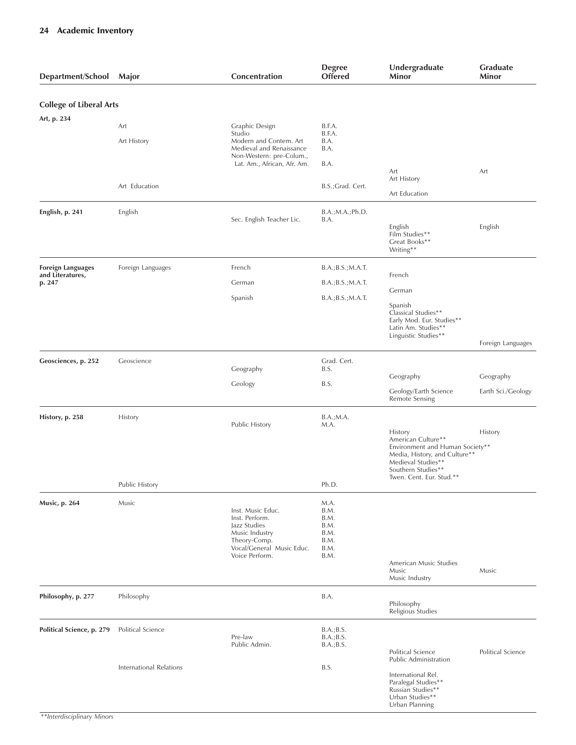| Department/School | Major | Concentration | Degree Offered | Undergraduate Minor | Graduate Minor |
|---|---|---|---|---|---|
| **College of Liberal Arts** | | | | | |
| **Art, p. 234** | Art | Graphic Design | B.F.A. | | |
| | | Studio | B.F.A. | | |
| | Art History | Modern and Contem. Art | B.A. | | |
| | | Medieval and Renaissance | B.A. | | |
| | | Non-Western: pre-Colum., Lat. Am., African, Afr. Am. | B.A. | | |
| | | | | Art | Art |
| | | | | Art History | |
| | Art Education | | B.S.;Grad. Cert. | | |
| | | | | Art Education | |
| **English, p. 241** | English | | B.A.;M.A.;Ph.D. | | |
| | | Sec. English Teacher Lic. | B.A. | | |
| | | | | English | English |
| | | | | Film Studies** | |
| | | | | Great Books** | |
| | | | | Writing** | |
| **Foreign Languages and Literatures, p. 247** | Foreign Languages | French | B.A.;B.S.;M.A.T. | | |
| | | | | French | |
| | | German | B.A.;B.S.;M.A.T. | | |
| | | | | German | |
| | | Spanish | B.A.;B.S.;M.A.T. | | |
| | | | | Spanish | |
| | | | | Classical Studies** | |
| | | | | Early Mod. Eur. Studies** | |
| | | | | Latin Am. Studies** | |
| | | | | Linguistic Studies** | |
| | | | | | Foreign Languages |
| **Geosciences, p. 252** | Geoscience | | Grad. Cert. | | |
| | | Geography | B.S. | | |
| | | | | Geography | Geography |
| | | Geology | B.S. | | |
| | | | | Geology/Earth Science | Earth Sci./Geology |
| | | | | Remote Sensing | |
| **History, p. 258** | History | | B.A.;M.A. | | |
| | | Public History | M.A. | | |
| | | | | History | History |
| | | | | American Culture** | |
| | | | | Environment and Human Society** | |
| | | | | Media, History, and Culture** | |
| | | | | Medieval Studies** | |
| | | | | Southern Studies** | |
| | | | | Twen. Cent. Eur. Stud.** | |
| | Public History | | Ph.D. | | |
| **Music, p. 264** | Music | | M.A. | | |
| | | Inst. Music Educ. | B.M. | | |
| | | Inst. Perform. | B.M. | | |
| | | Jazz Studies | B.M. | | |
| | | Music Industry | B.M. | | |
| | | Theory-Comp. | B.M. | | |
| | | Vocal/General Music Educ. | B.M. | | |
| | | Voice Perform. | B.M. | | |
| | | | | American Music Studies | |
| | | | | Music | Music |
| | | | | Music Industry | |
| **Philosophy, p. 277** | Philosophy | | B.A. | | |
| | | | | Philosophy | |
| | | | | Religious Studies | |
| **Political Science, p. 279** | Political Science | | B.A.;B.S. | | |
| | | Pre-law | B.A.;B.S. | | |
| | | Public Admin. | B.A.;B.S. | | |
| | | | | Political Science | Political Science |
| | | | | Public Administration | |
| | International Relations | | B.S. | | |
| | | | | International Rel. | |
| | | | | Paralegal Studies** | |
| | | | | Russian Studies** | |
| | | | | Urban Studies** | |
| | | | | Urban Planning | |

*\*\*Interdisciplinary Minors*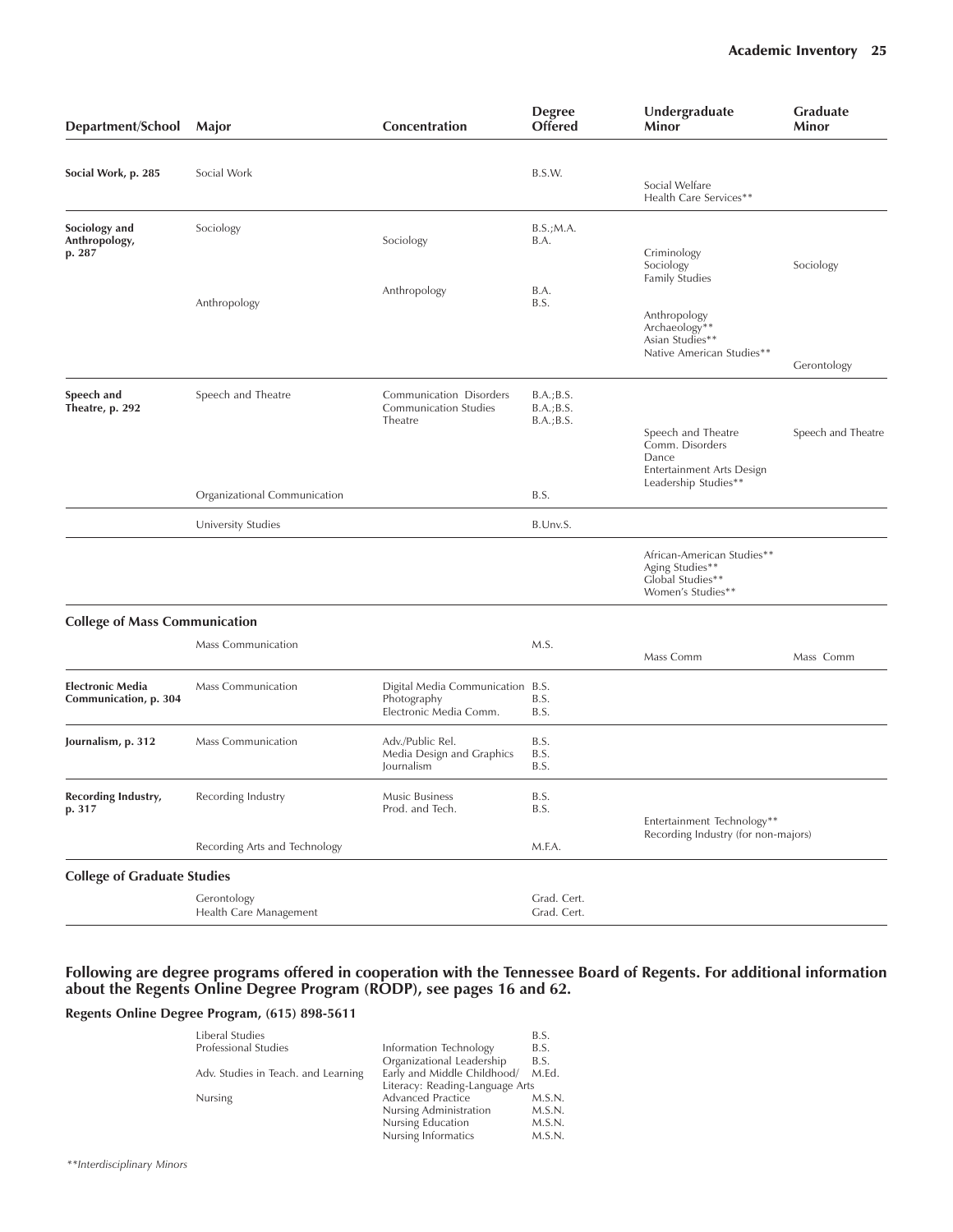| Department/School | Major | Concentration | Degree Offered | Undergraduate Minor | Graduate Minor |
|---|---|---|---|---|---|
| **Social Work, p. 285** | Social Work | | B.S.W. | | |
| | | | | Social Welfare | |
| | | | | Health Care Services** | |
| **Sociology and Anthropology, p. 287** | Sociology | | B.S.;M.A. | | |
| | | Sociology | B.A. | Criminology | |
| | | | | Sociology | Sociology |
| | | | | Family Studies | |
| | | Anthropology | B.A. | | |
| | Anthropology | | B.S. | | |
| | | | | Anthropology | |
| | | | | Archaeology** | |
| | | | | Asian Studies** | |
| | | | | Native American Studies** | |
| | | | | | Gerontology |
| **Speech and Theatre, p. 292** | Speech and Theatre | Communication Disorders | B.A.;B.S. | | |
| | | Communication Studies | B.A.;B.S. | | |
| | | Theatre | B.A.;B.S. | | |
| | | | | Speech and Theatre | Speech and Theatre |
| | | | | Comm. Disorders | |
| | | | | Dance | |
| | | | | Entertainment Arts Design | |
| | | | | Leadership Studies** | |
| | Organizational Communication | | B.S. | | |
| | University Studies | | B.Unv.S. | | |
| | | | | African-American Studies** | |
| | | | | Aging Studies** | |
| | | | | Global Studies** | |
| | | | | Women's Studies** | |
| **College of Mass Communication** | | | | | |
| | Mass Communication | | M.S. | | |
| | | | | Mass Comm | Mass Comm |
| **Electronic Media Communication, p. 304** | Mass Communication | Digital Media Communication | B.S. | | |
| | | Photography | B.S. | | |
| | | Electronic Media Comm. | B.S. | | |
| **Journalism, p. 312** | Mass Communication | Adv./Public Rel. | B.S. | | |
| | | Media Design and Graphics | B.S. | | |
| | | Journalism | B.S. | | |
| **Recording Industry, p. 317** | Recording Industry | Music Business | B.S. | | |
| | | Prod. and Tech. | B.S. | | |
| | | | | Entertainment Technology** | |
| | | | | Recording Industry (for non-majors) | |
| | Recording Arts and Technology | | M.F.A. | | |
| **College of Graduate Studies** | | | | | |
| | Gerontology | | Grad. Cert. | | |
| | Health Care Management | | Grad. Cert. | | |

**Following are degree programs offered in cooperation with the Tennessee Board of Regents. For additional information about the Regents Online Degree Program (RODP), see pages 16 and 62.**

**Regents Online Degree Program, (615) 898-5611**

| | | |
|---|---|---|
| Liberal Studies | | B.S. |
| Professional Studies | Information Technology | B.S. |
| | Organizational Leadership | B.S. |
| Adv. Studies in Teach. and Learning | Early and Middle Childhood/ Literacy: Reading-Language Arts | M.Ed. |
| Nursing | Advanced Practice | M.S.N. |
| | Nursing Administration | M.S.N. |
| | Nursing Education | M.S.N. |
| | Nursing Informatics | M.S.N. |

*\*\*Interdisciplinary Minors*